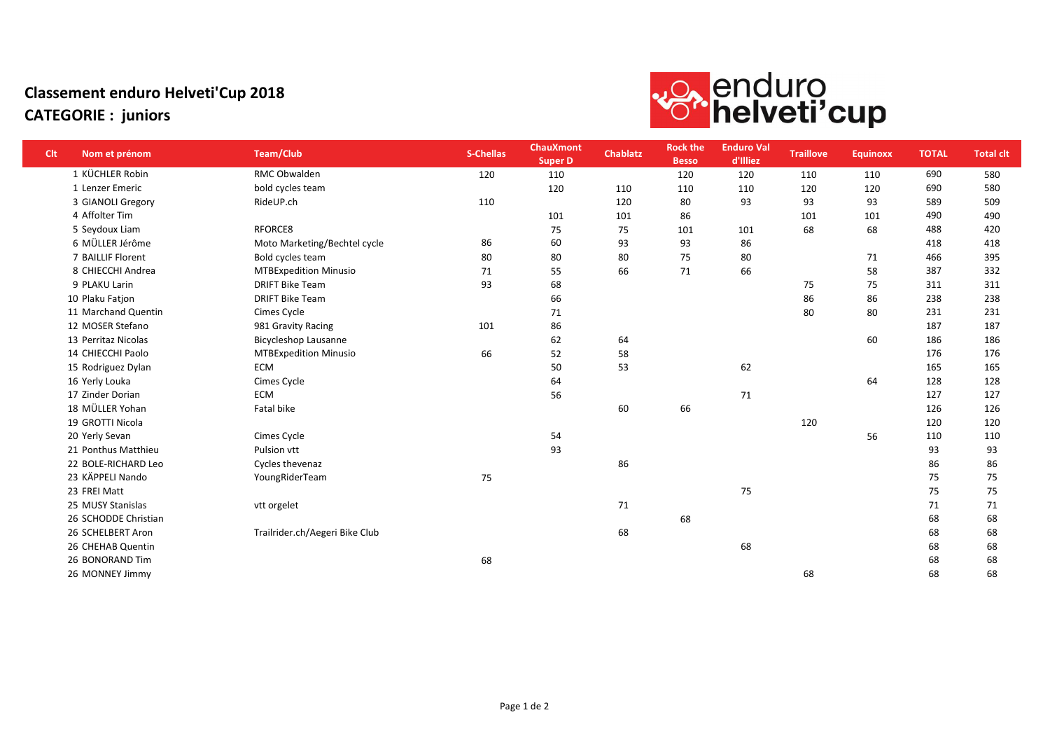# Classement enduro Helveti'Cup 2018

## CATEGORIE : juniors

| Clt | Nom et prénom | Team/Club | S-Chellas | ChauXmont Super D | Chablatz | Rock the Besso | Enduro Val d'Illiez | Traillove | Equinoxx | TOTAL | Total clt |
|---|---|---|---|---|---|---|---|---|---|---|---|
| 1 | KÜCHLER Robin | RMC Obwalden | 120 | 110 | | 120 | 120 | 110 | 110 | 690 | 580 |
| 1 | Lenzer Emeric | bold cycles team | | 120 | 110 | 110 | 110 | 120 | 120 | 690 | 580 |
| 3 | GIANOLI Gregory | RideUP.ch | 110 | | 120 | 80 | 93 | 93 | 93 | 589 | 509 |
| 4 | Affolter Tim | | | 101 | 101 | 86 | | 101 | 101 | 490 | 490 |
| 5 | Seydoux Liam | RFORCE8 | | 75 | 75 | 101 | 101 | 68 | 68 | 488 | 420 |
| 6 | MÜLLER Jérôme | Moto Marketing/Bechtel cycle | 86 | 60 | 93 | 93 | 86 | | | 418 | 418 |
| 7 | BAILLIF Florent | Bold cycles team | 80 | 80 | 80 | 75 | 80 | | 71 | 466 | 395 |
| 8 | CHIECCHI Andrea | MTBExpedition Minusio | 71 | 55 | 66 | 71 | 66 | | 58 | 387 | 332 |
| 9 | PLAKU Larin | DRIFT Bike Team | 93 | 68 | | | | 75 | 75 | 311 | 311 |
| 10 | Plaku Fatjon | DRIFT Bike Team | | 66 | | | | 86 | 86 | 238 | 238 |
| 11 | Marchand Quentin | Cimes Cycle | | 71 | | | | 80 | 80 | 231 | 231 |
| 12 | MOSER Stefano | 981 Gravity Racing | 101 | 86 | | | | | | 187 | 187 |
| 13 | Perritaz Nicolas | Bicycleshop Lausanne | | 62 | 64 | | | | 60 | 186 | 186 |
| 14 | CHIECCHI Paolo | MTBExpedition Minusio | 66 | 52 | 58 | | | | | 176 | 176 |
| 15 | Rodriguez Dylan | ECM | | 50 | 53 | | 62 | | | 165 | 165 |
| 16 | Yerly Louka | Cimes Cycle | | 64 | | | | | 64 | 128 | 128 |
| 17 | Zinder Dorian | ECM | | 56 | | | 71 | | | 127 | 127 |
| 18 | MÜLLER Yohan | Fatal bike | | | 60 | 66 | | | | 126 | 126 |
| 19 | GROTTI Nicola | | | | | | | 120 | | 120 | 120 |
| 20 | Yerly Sevan | Cimes Cycle | | 54 | | | | | 56 | 110 | 110 |
| 21 | Ponthus Matthieu | Pulsion vtt | | 93 | | | | | | 93 | 93 |
| 22 | BOLE-RICHARD Leo | Cycles thevenaz | | | 86 | | | | | 86 | 86 |
| 23 | KÄPPELI Nando | YoungRiderTeam | 75 | | | | | | | 75 | 75 |
| 23 | FREI Matt | | | | | | 75 | | | 75 | 75 |
| 25 | MUSY Stanislas | vtt orgelet | | | 71 | | | | | 71 | 71 |
| 26 | SCHODDE Christian | | | | | 68 | | | | 68 | 68 |
| 26 | SCHELBERT Aron | Trailrider.ch/Aegeri Bike Club | | | 68 | | | | | 68 | 68 |
| 26 | CHEHAB Quentin | | | | | | 68 | | | 68 | 68 |
| 26 | BONORAND Tim | | 68 | | | | | | | 68 | 68 |
| 26 | MONNEY Jimmy | | | | | | | 68 | | 68 | 68 |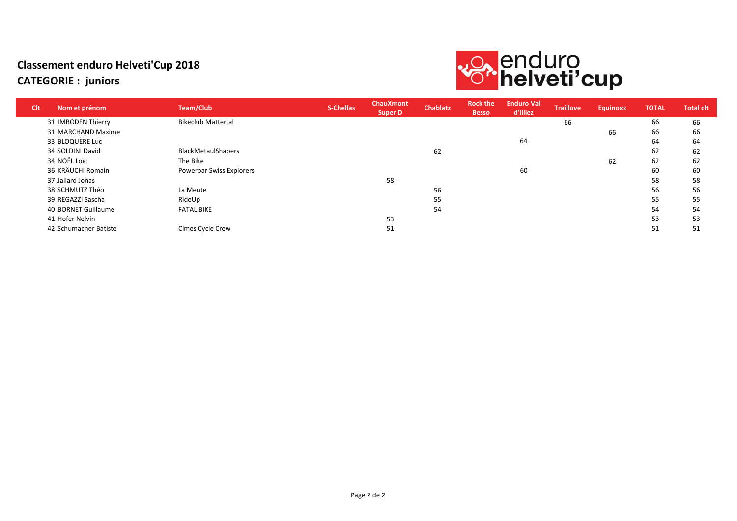# Classement enduro Helveti'Cup 2018
## CATEGORIE : juniors

enduro helveti'cup

| Clt | Nom et prénom | Team/Club | S-Chellas | ChauXmont Super D | Chablatz | Rock the Besso | Enduro Val d'Illiez | Traillove | Equinoxx | TOTAL | Total clt |
|---|---|---|---|---|---|---|---|---|---|---|---|
| 31 | IMBODEN Thierry | Bikeclub Mattertal | | | | | | 66 | | 66 | 66 |
| 31 | MARCHAND Maxime | | | | | | | | 66 | 66 | 66 |
| 33 | BLOQUÈRE Luc | | | | | | 64 | | | 64 | 64 |
| 34 | SOLDINI David | BlackMetaulShapers | | | 62 | | | | | 62 | 62 |
| 34 | NOËL Loïc | The Bike | | | | | | | 62 | 62 | 62 |
| 36 | KRÄUCHI Romain | Powerbar Swiss Explorers | | | | | 60 | | | 60 | 60 |
| 37 | Jallard Jonas | | | 58 | | | | | | 58 | 58 |
| 38 | SCHMUTZ Théo | La Meute | | | 56 | | | | | 56 | 56 |
| 39 | REGAZZI Sascha | RideUp | | | 55 | | | | | 55 | 55 |
| 40 | BORNET Guillaume | FATAL BIKE | | | 54 | | | | | 54 | 54 |
| 41 | Hofer Nelvin | | | 53 | | | | | | 53 | 53 |
| 42 | Schumacher Batiste | Cimes Cycle Crew | | 51 | | | | | | 51 | 51 |